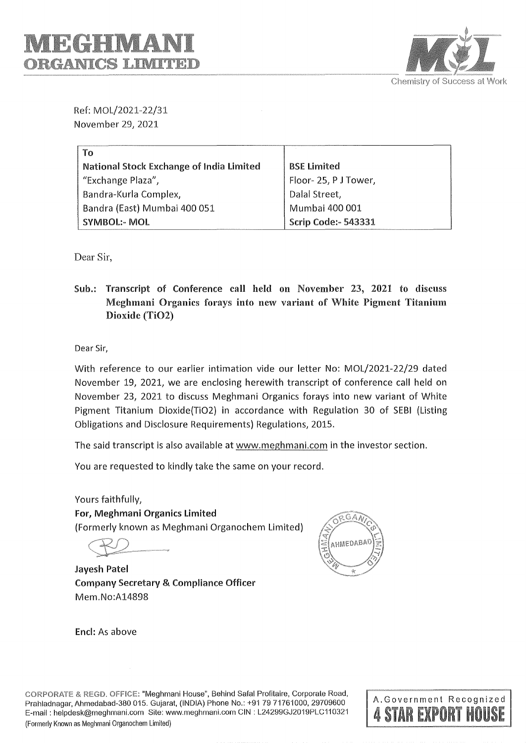# MEGHMANI ORGANICS LIMITED

Chemistry of Success at Work

Ref: MOL/2021-22/31
November 29, 2021

| To | |
|---|---|
| **National Stock Exchange of India Limited** | **BSE Limited** |
| "Exchange Plaza", | Floor- 25, P J Tower, |
| Bandra-Kurla Complex, | Dalal Street, |
| Bandra (East) Mumbai 400 051 | Mumbai 400 001 |
| **SYMBOL:- MOL** | **Scrip Code:- 543331** |

Dear Sir,

**Sub.: Transcript of Conference call held on November 23, 2021 to discuss Meghmani Organics forays into new variant of White Pigment Titanium Dioxide ($TiO_2$)**

Dear Sir,

With reference to our earlier intimation vide our letter No: MOL/2021-22/29 dated November 19, 2021, we are enclosing herewith transcript of conference call held on November 23, 2021 to discuss Meghmani Organics forays into new variant of White Pigment Titanium Dioxide($TiO_2$) in accordance with Regulation 30 of SEBI (Listing Obligations and Disclosure Requirements) Regulations, 2015.

The said transcript is also available at www.meghmani.com in the investor section.

You are requested to kindly take the same on your record.

Yours faithfully,
**For, Meghmani Organics Limited**
(Formerly known as Meghmani Organochem Limited)

**Jayesh Patel**
**Company Secretary & Compliance Officer**
Mem.No:A14898

**Encl:** As above

CORPORATE & REGD. OFFICE: "Meghmani House", Behind Safal Profitaire, Corporate Road, Prahladnagar, Ahmedabad-380 015. Gujarat, (INDIA) Phone No.: +91 79 71761000, 29709600
E-mail : helpdesk@meghmani.com Site: www.meghmani.com CIN : L24299GJ2019PLC110321
(Formerly Known as Meghmani Organochem Limited)

A.Government Recognized **4 STAR EXPORT HOUSE**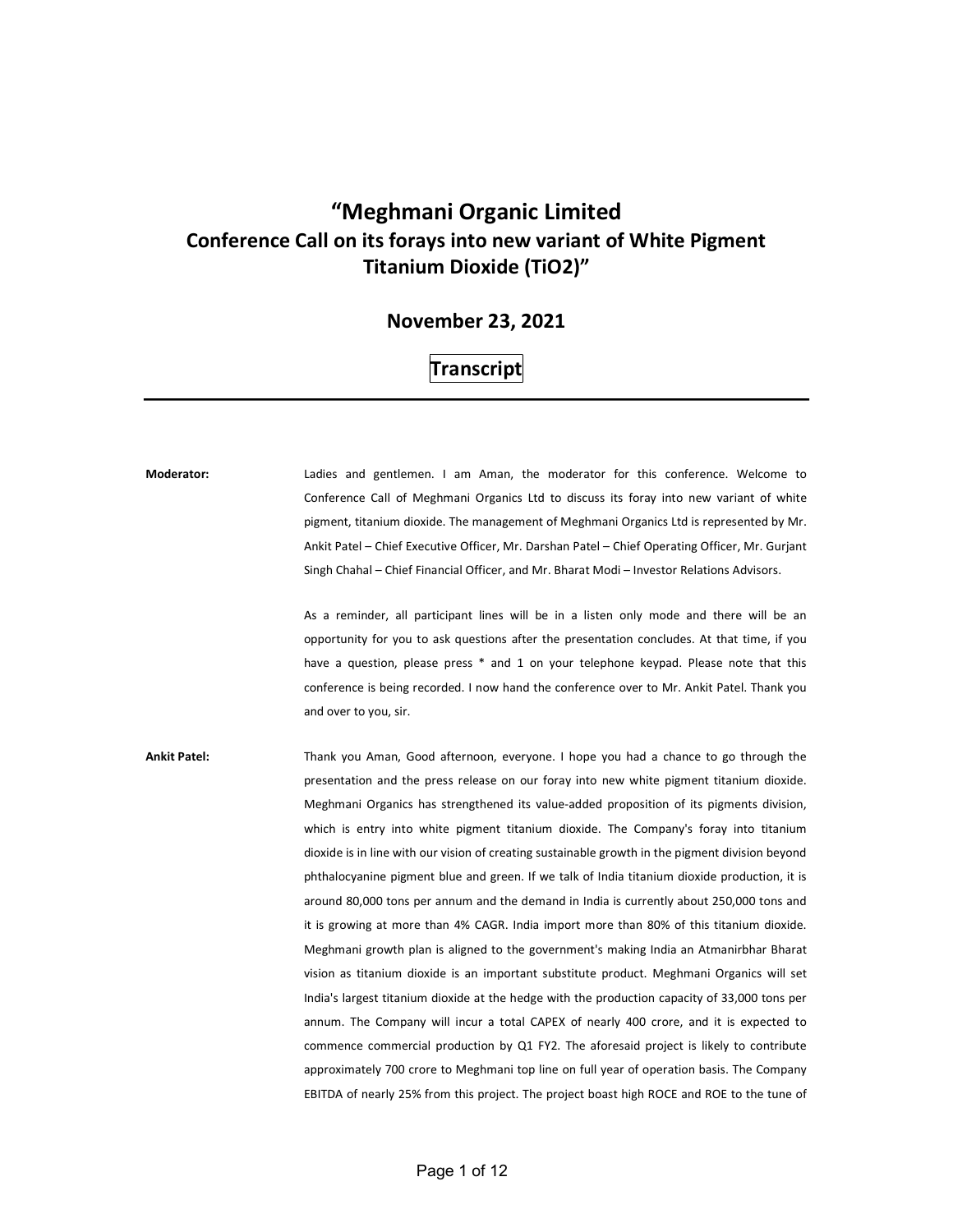# "Meghmani Organic Limited
## Conference Call on its forays into new variant of White Pigment Titanium Dioxide (TiO2)"

### November 23, 2021

### Transcript

---

**Moderator:** Ladies and gentlemen. I am Aman, the moderator for this conference. Welcome to Conference Call of Meghmani Organics Ltd to discuss its foray into new variant of white pigment, titanium dioxide. The management of Meghmani Organics Ltd is represented by Mr. Ankit Patel – Chief Executive Officer, Mr. Darshan Patel – Chief Operating Officer, Mr. Gurjant Singh Chahal – Chief Financial Officer, and Mr. Bharat Modi – Investor Relations Advisors.

As a reminder, all participant lines will be in a listen only mode and there will be an opportunity for you to ask questions after the presentation concludes. At that time, if you have a question, please press * and 1 on your telephone keypad. Please note that this conference is being recorded. I now hand the conference over to Mr. Ankit Patel. Thank you and over to you, sir.

**Ankit Patel:** Thank you Aman, Good afternoon, everyone. I hope you had a chance to go through the presentation and the press release on our foray into new white pigment titanium dioxide. Meghmani Organics has strengthened its value-added proposition of its pigments division, which is entry into white pigment titanium dioxide. The Company's foray into titanium dioxide is in line with our vision of creating sustainable growth in the pigment division beyond phthalocyanine pigment blue and green. If we talk of India titanium dioxide production, it is around 80,000 tons per annum and the demand in India is currently about 250,000 tons and it is growing at more than 4% CAGR. India import more than 80% of this titanium dioxide. Meghmani growth plan is aligned to the government's making India an Atmanirbhar Bharat vision as titanium dioxide is an important substitute product. Meghmani Organics will set India's largest titanium dioxide at the hedge with the production capacity of 33,000 tons per annum. The Company will incur a total CAPEX of nearly 400 crore, and it is expected to commence commercial production by Q1 FY2. The aforesaid project is likely to contribute approximately 700 crore to Meghmani top line on full year of operation basis. The Company EBITDA of nearly 25% from this project. The project boast high ROCE and ROE to the tune of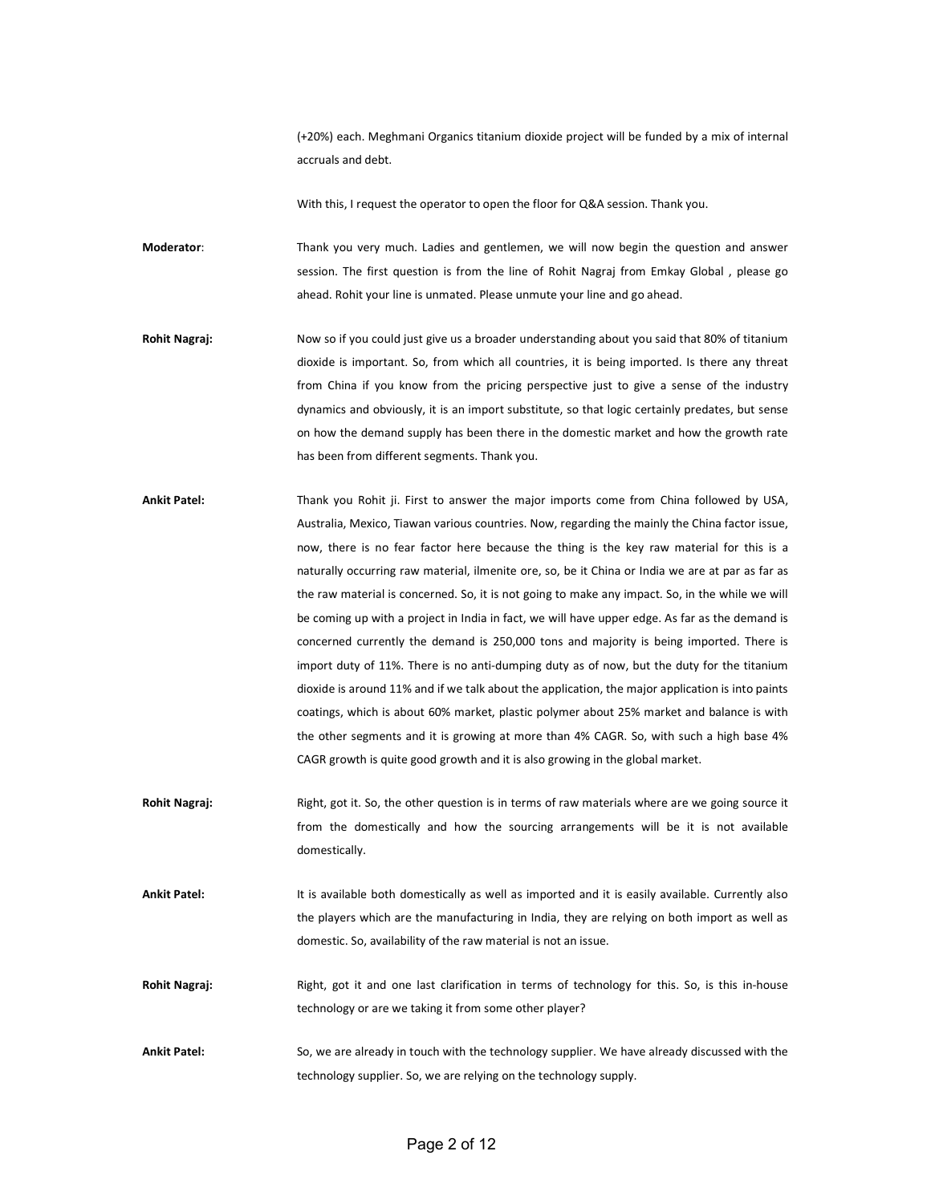(+20%) each. Meghmani Organics titanium dioxide project will be funded by a mix of internal accruals and debt.

With this, I request the operator to open the floor for Q&A session. Thank you.

**Moderator**: Thank you very much. Ladies and gentlemen, we will now begin the question and answer session. The first question is from the line of Rohit Nagraj from Emkay Global , please go ahead. Rohit your line is unmated. Please unmute your line and go ahead.

**Rohit Nagraj:** Now so if you could just give us a broader understanding about you said that 80% of titanium dioxide is important. So, from which all countries, it is being imported. Is there any threat from China if you know from the pricing perspective just to give a sense of the industry dynamics and obviously, it is an import substitute, so that logic certainly predates, but sense on how the demand supply has been there in the domestic market and how the growth rate has been from different segments. Thank you.

**Ankit Patel:** Thank you Rohit ji. First to answer the major imports come from China followed by USA, Australia, Mexico, Tiawan various countries. Now, regarding the mainly the China factor issue, now, there is no fear factor here because the thing is the key raw material for this is a naturally occurring raw material, ilmenite ore, so, be it China or India we are at par as far as the raw material is concerned. So, it is not going to make any impact. So, in the while we will be coming up with a project in India in fact, we will have upper edge. As far as the demand is concerned currently the demand is 250,000 tons and majority is being imported. There is import duty of 11%. There is no anti-dumping duty as of now, but the duty for the titanium dioxide is around 11% and if we talk about the application, the major application is into paints coatings, which is about 60% market, plastic polymer about 25% market and balance is with the other segments and it is growing at more than 4% CAGR. So, with such a high base 4% CAGR growth is quite good growth and it is also growing in the global market.

**Rohit Nagraj:** Right, got it. So, the other question is in terms of raw materials where are we going source it from the domestically and how the sourcing arrangements will be it is not available domestically.

**Ankit Patel:** It is available both domestically as well as imported and it is easily available. Currently also the players which are the manufacturing in India, they are relying on both import as well as domestic. So, availability of the raw material is not an issue.

**Rohit Nagraj:** Right, got it and one last clarification in terms of technology for this. So, is this in-house technology or are we taking it from some other player?

**Ankit Patel:** So, we are already in touch with the technology supplier. We have already discussed with the technology supplier. So, we are relying on the technology supply.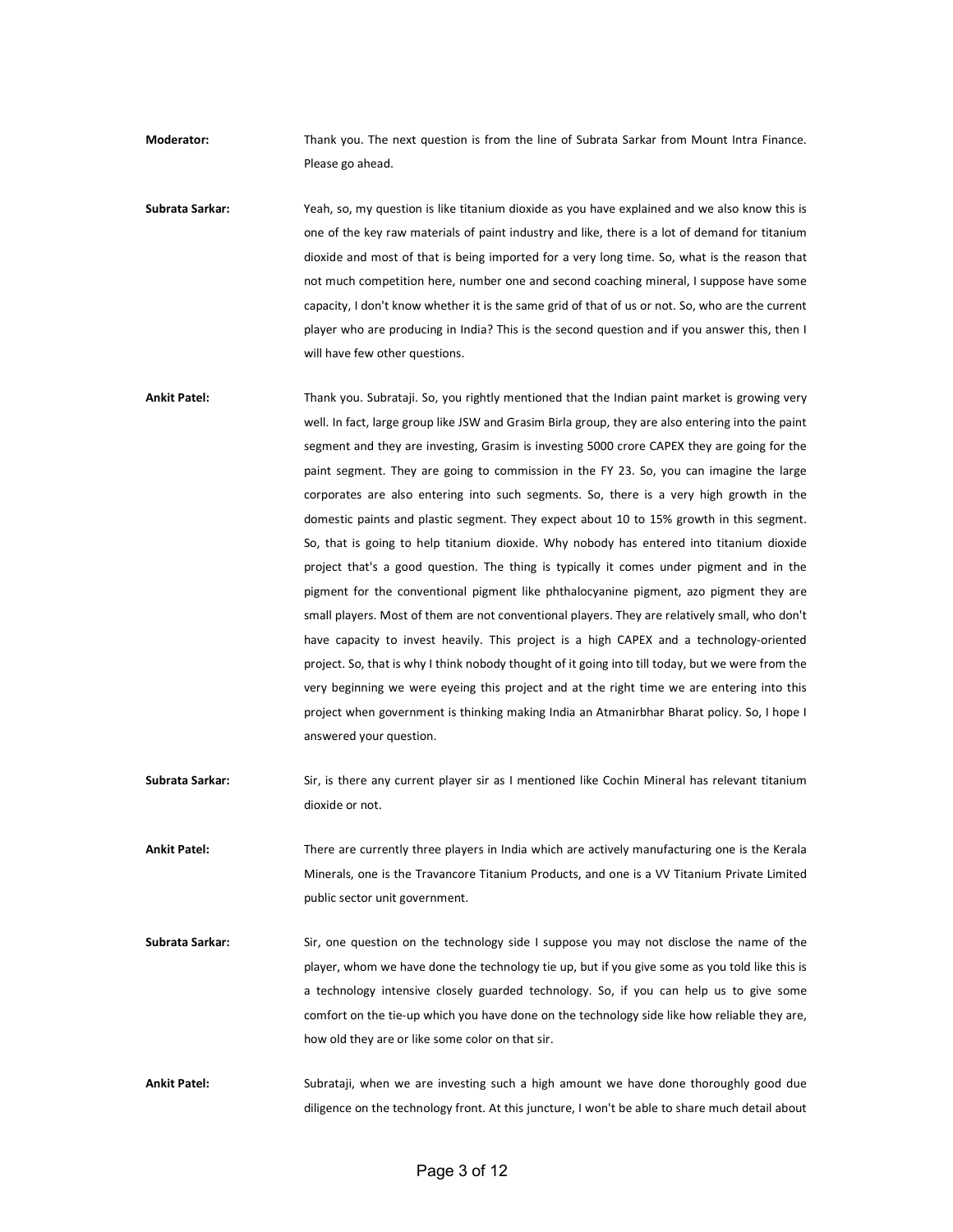**Moderator:** Thank you. The next question is from the line of Subrata Sarkar from Mount Intra Finance. Please go ahead.

**Subrata Sarkar:** Yeah, so, my question is like titanium dioxide as you have explained and we also know this is one of the key raw materials of paint industry and like, there is a lot of demand for titanium dioxide and most of that is being imported for a very long time. So, what is the reason that not much competition here, number one and second coaching mineral, I suppose have some capacity, I don't know whether it is the same grid of that of us or not. So, who are the current player who are producing in India? This is the second question and if you answer this, then I will have few other questions.

**Ankit Patel:** Thank you. Subrataji. So, you rightly mentioned that the Indian paint market is growing very well. In fact, large group like JSW and Grasim Birla group, they are also entering into the paint segment and they are investing, Grasim is investing 5000 crore CAPEX they are going for the paint segment. They are going to commission in the FY 23. So, you can imagine the large corporates are also entering into such segments. So, there is a very high growth in the domestic paints and plastic segment. They expect about 10 to 15% growth in this segment. So, that is going to help titanium dioxide. Why nobody has entered into titanium dioxide project that's a good question. The thing is typically it comes under pigment and in the pigment for the conventional pigment like phthalocyanine pigment, azo pigment they are small players. Most of them are not conventional players. They are relatively small, who don't have capacity to invest heavily. This project is a high CAPEX and a technology-oriented project. So, that is why I think nobody thought of it going into till today, but we were from the very beginning we were eyeing this project and at the right time we are entering into this project when government is thinking making India an Atmanirbhar Bharat policy. So, I hope I answered your question.

**Subrata Sarkar:** Sir, is there any current player sir as I mentioned like Cochin Mineral has relevant titanium dioxide or not.

**Ankit Patel:** There are currently three players in India which are actively manufacturing one is the Kerala Minerals, one is the Travancore Titanium Products, and one is a VV Titanium Private Limited public sector unit government.

**Subrata Sarkar:** Sir, one question on the technology side I suppose you may not disclose the name of the player, whom we have done the technology tie up, but if you give some as you told like this is a technology intensive closely guarded technology. So, if you can help us to give some comfort on the tie-up which you have done on the technology side like how reliable they are, how old they are or like some color on that sir.

**Ankit Patel:** Subrataji, when we are investing such a high amount we have done thoroughly good due diligence on the technology front. At this juncture, I won't be able to share much detail about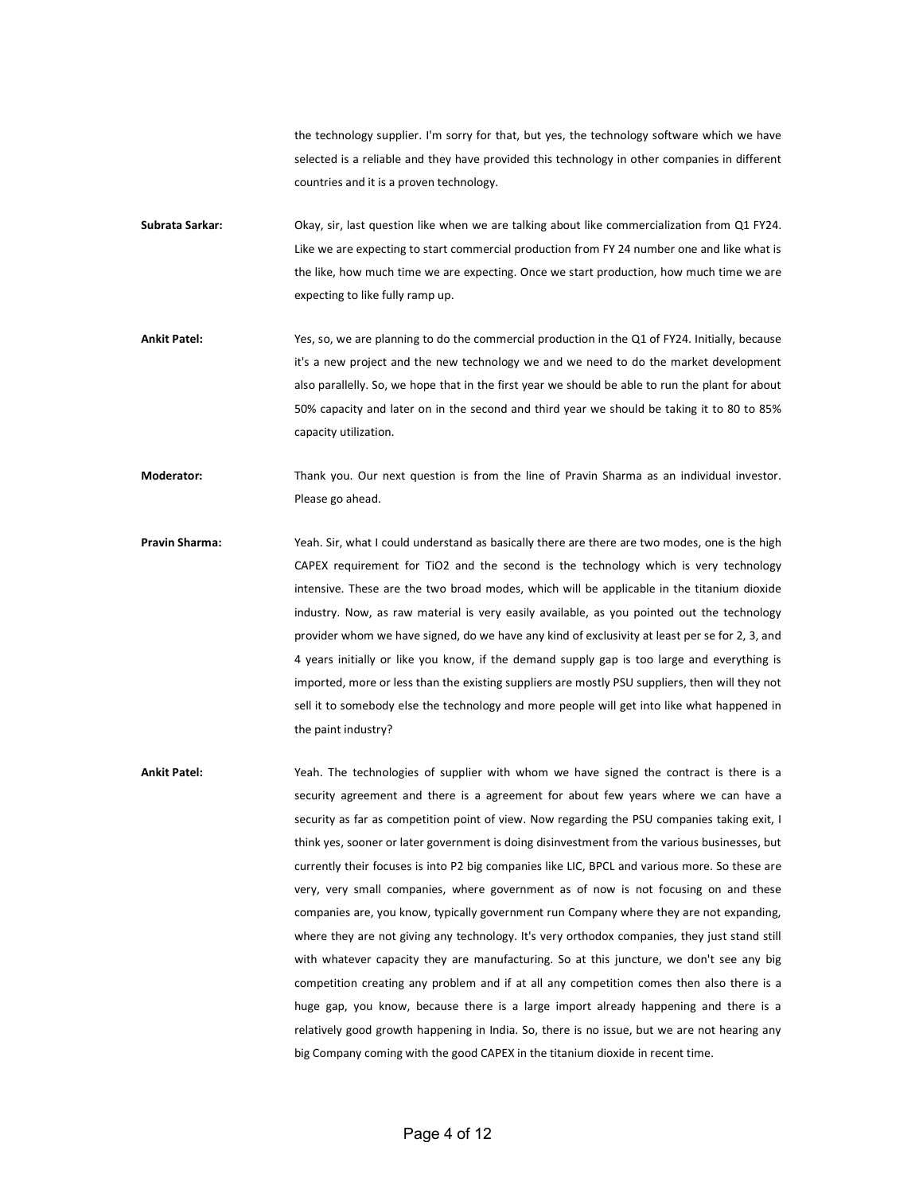the technology supplier. I'm sorry for that, but yes, the technology software which we have selected is a reliable and they have provided this technology in other companies in different countries and it is a proven technology.

**Subrata Sarkar:** Okay, sir, last question like when we are talking about like commercialization from Q1 FY24. Like we are expecting to start commercial production from FY 24 number one and like what is the like, how much time we are expecting. Once we start production, how much time we are expecting to like fully ramp up.

**Ankit Patel:** Yes, so, we are planning to do the commercial production in the Q1 of FY24. Initially, because it's a new project and the new technology we and we need to do the market development also parallelly. So, we hope that in the first year we should be able to run the plant for about 50% capacity and later on in the second and third year we should be taking it to 80 to 85% capacity utilization.

**Moderator:** Thank you. Our next question is from the line of Pravin Sharma as an individual investor. Please go ahead.

**Pravin Sharma:** Yeah. Sir, what I could understand as basically there are there are two modes, one is the high CAPEX requirement for $TiO_2$ and the second is the technology which is very technology intensive. These are the two broad modes, which will be applicable in the titanium dioxide industry. Now, as raw material is very easily available, as you pointed out the technology provider whom we have signed, do we have any kind of exclusivity at least per se for 2, 3, and 4 years initially or like you know, if the demand supply gap is too large and everything is imported, more or less than the existing suppliers are mostly PSU suppliers, then will they not sell it to somebody else the technology and more people will get into like what happened in the paint industry?

**Ankit Patel:** Yeah. The technologies of supplier with whom we have signed the contract is there is a security agreement and there is a agreement for about few years where we can have a security as far as competition point of view. Now regarding the PSU companies taking exit, I think yes, sooner or later government is doing disinvestment from the various businesses, but currently their focuses is into P2 big companies like LIC, BPCL and various more. So these are very, very small companies, where government as of now is not focusing on and these companies are, you know, typically government run Company where they are not expanding, where they are not giving any technology. It's very orthodox companies, they just stand still with whatever capacity they are manufacturing. So at this juncture, we don't see any big competition creating any problem and if at all any competition comes then also there is a huge gap, you know, because there is a large import already happening and there is a relatively good growth happening in India. So, there is no issue, but we are not hearing any big Company coming with the good CAPEX in the titanium dioxide in recent time.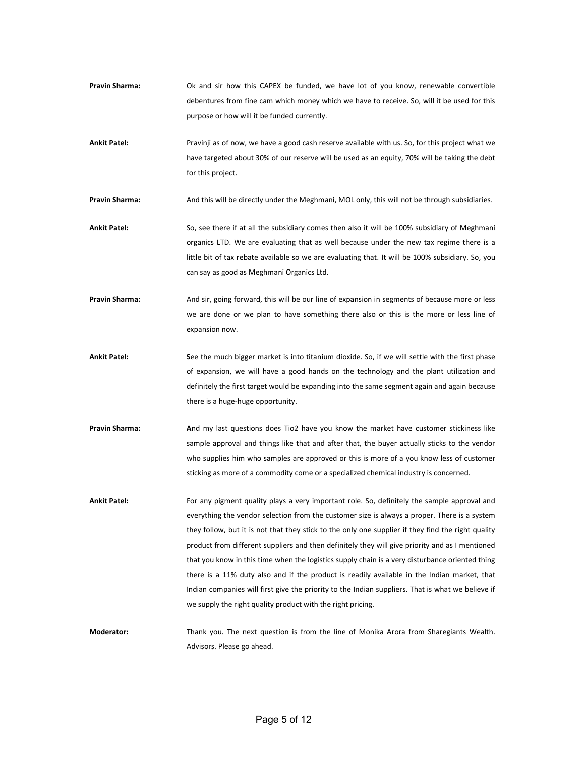**Pravin Sharma:** Ok and sir how this CAPEX be funded, we have lot of you know, renewable convertible debentures from fine cam which money which we have to receive. So, will it be used for this purpose or how will it be funded currently.

**Ankit Patel:** Pravinji as of now, we have a good cash reserve available with us. So, for this project what we have targeted about 30% of our reserve will be used as an equity, 70% will be taking the debt for this project.

**Pravin Sharma:** And this will be directly under the Meghmani, MOL only, this will not be through subsidiaries.

**Ankit Patel:** So, see there if at all the subsidiary comes then also it will be 100% subsidiary of Meghmani organics LTD. We are evaluating that as well because under the new tax regime there is a little bit of tax rebate available so we are evaluating that. It will be 100% subsidiary. So, you can say as good as Meghmani Organics Ltd.

**Pravin Sharma:** And sir, going forward, this will be our line of expansion in segments of because more or less we are done or we plan to have something there also or this is the more or less line of expansion now.

**Ankit Patel:** See the much bigger market is into titanium dioxide. So, if we will settle with the first phase of expansion, we will have a good hands on the technology and the plant utilization and definitely the first target would be expanding into the same segment again and again because there is a huge-huge opportunity.

**Pravin Sharma:** And my last questions does Tio2 have you know the market have customer stickiness like sample approval and things like that and after that, the buyer actually sticks to the vendor who supplies him who samples are approved or this is more of a you know less of customer sticking as more of a commodity come or a specialized chemical industry is concerned.

**Ankit Patel:** For any pigment quality plays a very important role. So, definitely the sample approval and everything the vendor selection from the customer size is always a proper. There is a system they follow, but it is not that they stick to the only one supplier if they find the right quality product from different suppliers and then definitely they will give priority and as I mentioned that you know in this time when the logistics supply chain is a very disturbance oriented thing there is a 11% duty also and if the product is readily available in the Indian market, that Indian companies will first give the priority to the Indian suppliers. That is what we believe if we supply the right quality product with the right pricing.

**Moderator:** Thank you. The next question is from the line of Monika Arora from Sharegiants Wealth. Advisors. Please go ahead.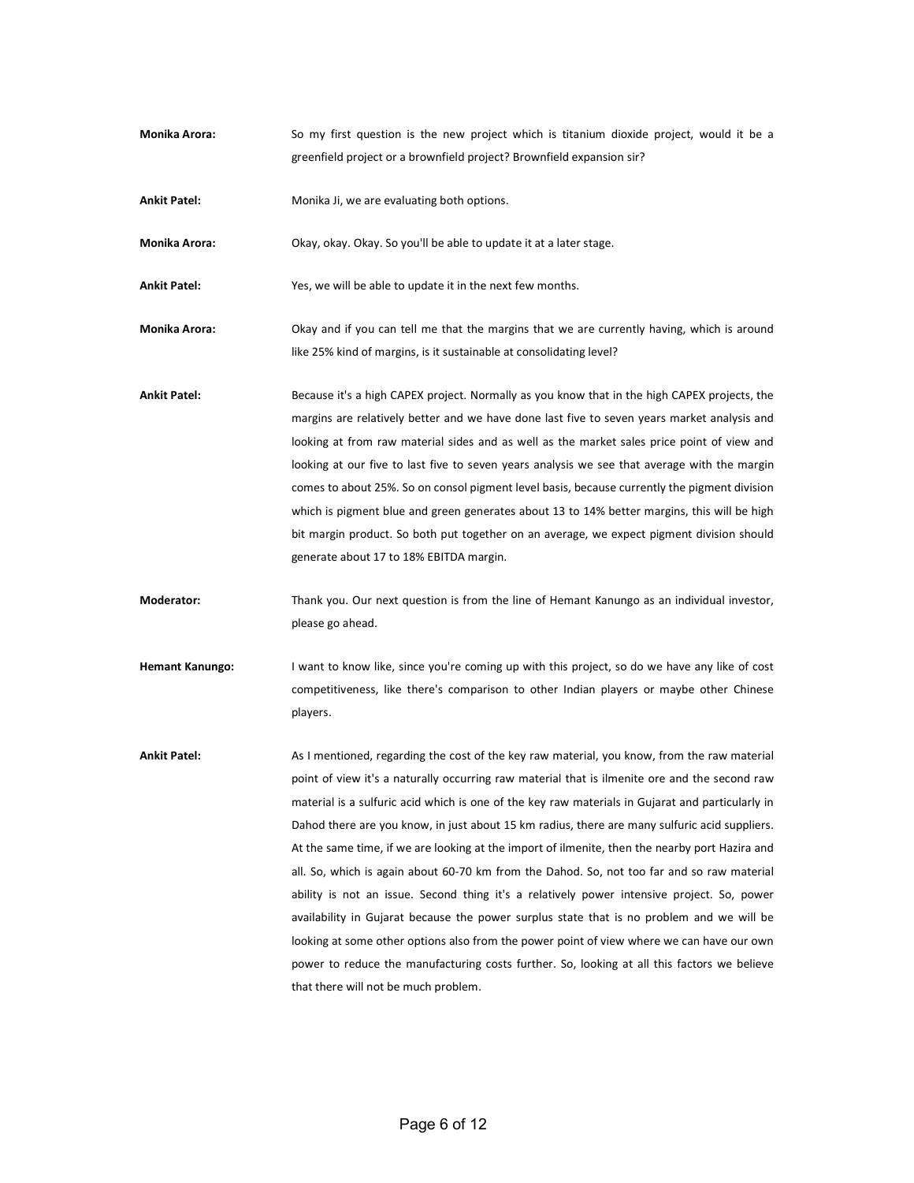**Monika Arora:** So my first question is the new project which is titanium dioxide project, would it be a greenfield project or a brownfield project? Brownfield expansion sir?

**Ankit Patel:** Monika Ji, we are evaluating both options.

**Monika Arora:** Okay, okay. Okay. So you'll be able to update it at a later stage.

**Ankit Patel:** Yes, we will be able to update it in the next few months.

**Monika Arora:** Okay and if you can tell me that the margins that we are currently having, which is around like 25% kind of margins, is it sustainable at consolidating level?

**Ankit Patel:** Because it's a high CAPEX project. Normally as you know that in the high CAPEX projects, the margins are relatively better and we have done last five to seven years market analysis and looking at from raw material sides and as well as the market sales price point of view and looking at our five to last five to seven years analysis we see that average with the margin comes to about 25%. So on consol pigment level basis, because currently the pigment division which is pigment blue and green generates about 13 to 14% better margins, this will be high bit margin product. So both put together on an average, we expect pigment division should generate about 17 to 18% EBITDA margin.

**Moderator:** Thank you. Our next question is from the line of Hemant Kanungo as an individual investor, please go ahead.

**Hemant Kanungo:** I want to know like, since you're coming up with this project, so do we have any like of cost competitiveness, like there's comparison to other Indian players or maybe other Chinese players.

**Ankit Patel:** As I mentioned, regarding the cost of the key raw material, you know, from the raw material point of view it's a naturally occurring raw material that is ilmenite ore and the second raw material is a sulfuric acid which is one of the key raw materials in Gujarat and particularly in Dahod there are you know, in just about 15 km radius, there are many sulfuric acid suppliers. At the same time, if we are looking at the import of ilmenite, then the nearby port Hazira and all. So, which is again about 60-70 km from the Dahod. So, not too far and so raw material ability is not an issue. Second thing it's a relatively power intensive project. So, power availability in Gujarat because the power surplus state that is no problem and we will be looking at some other options also from the power point of view where we can have our own power to reduce the manufacturing costs further. So, looking at all this factors we believe that there will not be much problem.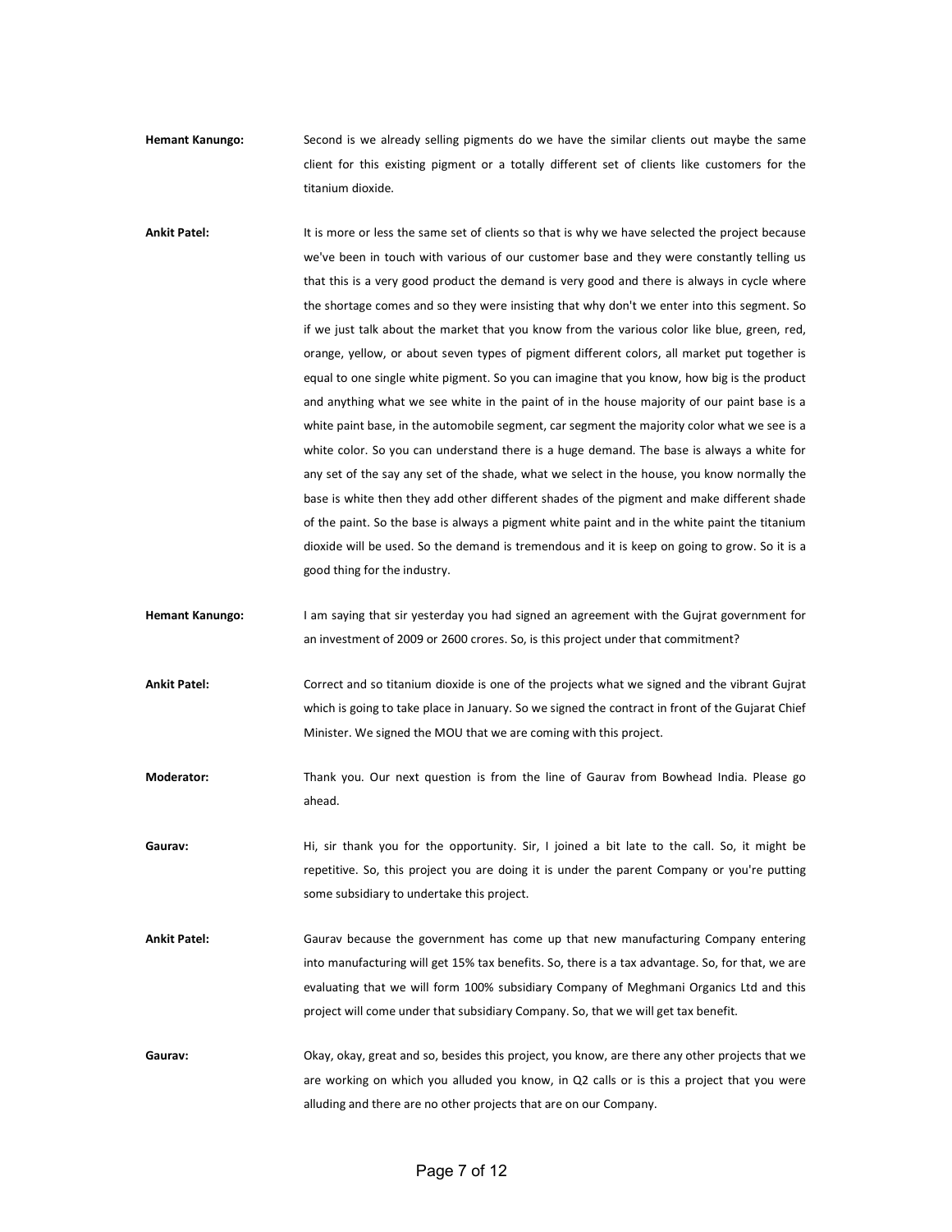**Hemant Kanungo:** Second is we already selling pigments do we have the similar clients out maybe the same client for this existing pigment or a totally different set of clients like customers for the titanium dioxide.

**Ankit Patel:** It is more or less the same set of clients so that is why we have selected the project because we've been in touch with various of our customer base and they were constantly telling us that this is a very good product the demand is very good and there is always in cycle where the shortage comes and so they were insisting that why don't we enter into this segment. So if we just talk about the market that you know from the various color like blue, green, red, orange, yellow, or about seven types of pigment different colors, all market put together is equal to one single white pigment. So you can imagine that you know, how big is the product and anything what we see white in the paint of in the house majority of our paint base is a white paint base, in the automobile segment, car segment the majority color what we see is a white color. So you can understand there is a huge demand. The base is always a white for any set of the say any set of the shade, what we select in the house, you know normally the base is white then they add other different shades of the pigment and make different shade of the paint. So the base is always a pigment white paint and in the white paint the titanium dioxide will be used. So the demand is tremendous and it is keep on going to grow. So it is a good thing for the industry.

**Hemant Kanungo:** I am saying that sir yesterday you had signed an agreement with the Gujrat government for an investment of 2009 or 2600 crores. So, is this project under that commitment?

**Ankit Patel:** Correct and so titanium dioxide is one of the projects what we signed and the vibrant Gujrat which is going to take place in January. So we signed the contract in front of the Gujarat Chief Minister. We signed the MOU that we are coming with this project.

**Moderator:** Thank you. Our next question is from the line of Gaurav from Bowhead India. Please go ahead.

**Gaurav:** Hi, sir thank you for the opportunity. Sir, I joined a bit late to the call. So, it might be repetitive. So, this project you are doing it is under the parent Company or you're putting some subsidiary to undertake this project.

**Ankit Patel:** Gaurav because the government has come up that new manufacturing Company entering into manufacturing will get 15% tax benefits. So, there is a tax advantage. So, for that, we are evaluating that we will form 100% subsidiary Company of Meghmani Organics Ltd and this project will come under that subsidiary Company. So, that we will get tax benefit.

**Gaurav:** Okay, okay, great and so, besides this project, you know, are there any other projects that we are working on which you alluded you know, in Q2 calls or is this a project that you were alluding and there are no other projects that are on our Company.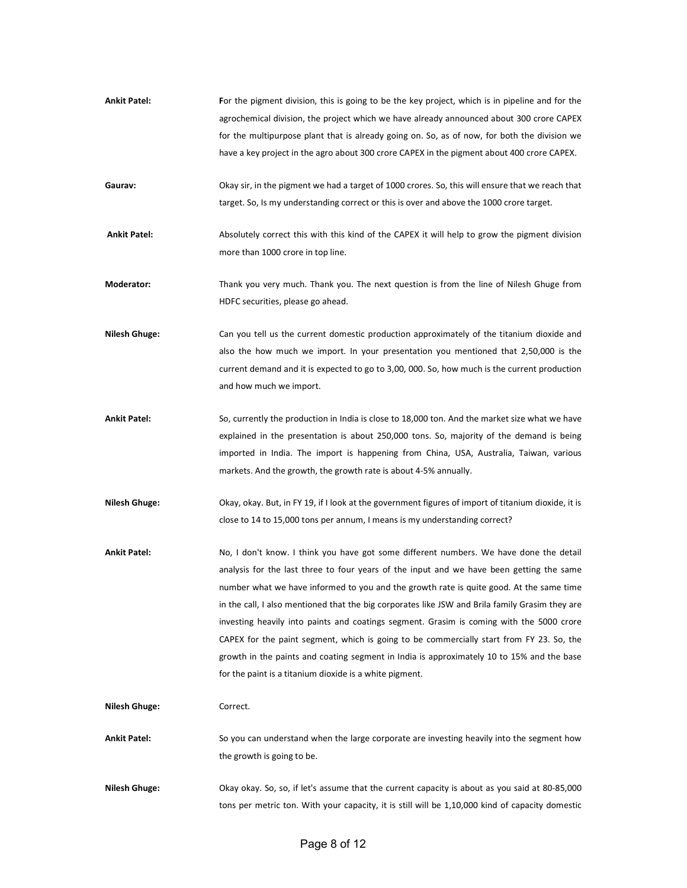**Ankit Patel:** For the pigment division, this is going to be the key project, which is in pipeline and for the agrochemical division, the project which we have already announced about 300 crore CAPEX for the multipurpose plant that is already going on. So, as of now, for both the division we have a key project in the agro about 300 crore CAPEX in the pigment about 400 crore CAPEX.

**Gaurav:** Okay sir, in the pigment we had a target of 1000 crores. So, this will ensure that we reach that target. So, Is my understanding correct or this is over and above the 1000 crore target.

**Ankit Patel:** Absolutely correct this with this kind of the CAPEX it will help to grow the pigment division more than 1000 crore in top line.

**Moderator:** Thank you very much. Thank you. The next question is from the line of Nilesh Ghuge from HDFC securities, please go ahead.

**Nilesh Ghuge:** Can you tell us the current domestic production approximately of the titanium dioxide and also the how much we import. In your presentation you mentioned that 2,50,000 is the current demand and it is expected to go to 3,00, 000. So, how much is the current production and how much we import.

**Ankit Patel:** So, currently the production in India is close to 18,000 ton. And the market size what we have explained in the presentation is about 250,000 tons. So, majority of the demand is being imported in India. The import is happening from China, USA, Australia, Taiwan, various markets. And the growth, the growth rate is about 4-5% annually.

**Nilesh Ghuge:** Okay, okay. But, in FY 19, if I look at the government figures of import of titanium dioxide, it is close to 14 to 15,000 tons per annum, I means is my understanding correct?

**Ankit Patel:** No, I don't know. I think you have got some different numbers. We have done the detail analysis for the last three to four years of the input and we have been getting the same number what we have informed to you and the growth rate is quite good. At the same time in the call, I also mentioned that the big corporates like JSW and Brila family Grasim they are investing heavily into paints and coatings segment. Grasim is coming with the 5000 crore CAPEX for the paint segment, which is going to be commercially start from FY 23. So, the growth in the paints and coating segment in India is approximately 10 to 15% and the base for the paint is a titanium dioxide is a white pigment.

**Nilesh Ghuge:** Correct.

**Ankit Patel:** So you can understand when the large corporate are investing heavily into the segment how the growth is going to be.

**Nilesh Ghuge:** Okay okay. So, so, if let's assume that the current capacity is about as you said at 80-85,000 tons per metric ton. With your capacity, it is still will be 1,10,000 kind of capacity domestic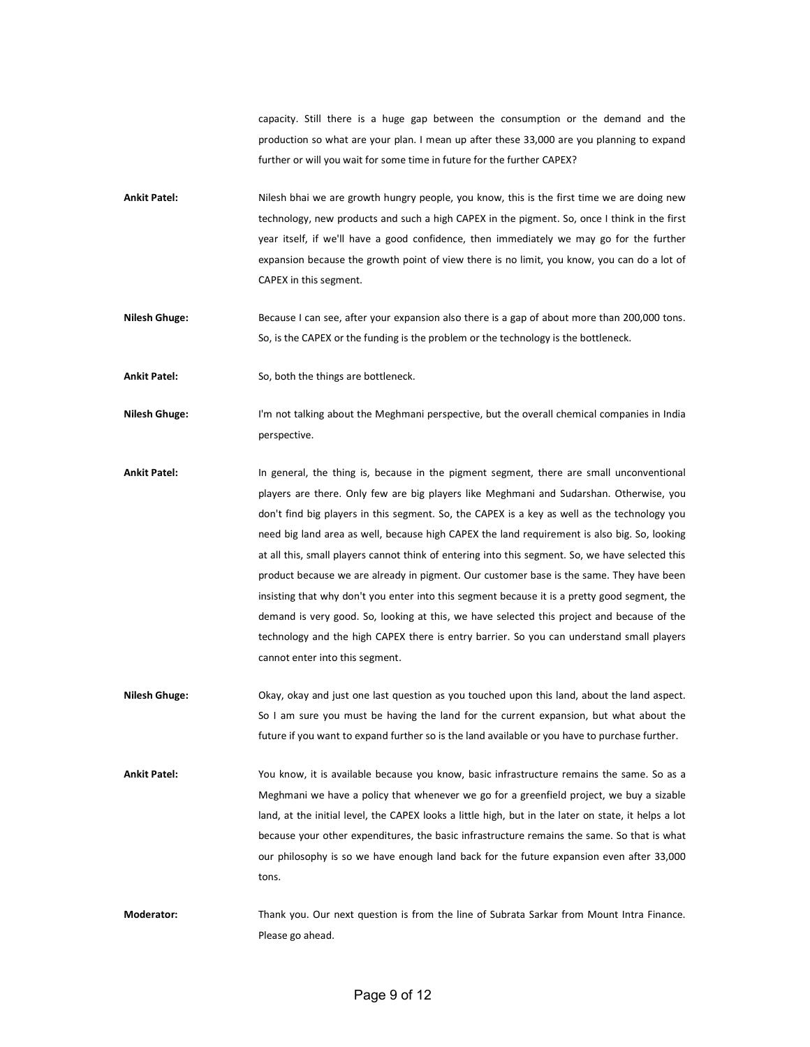capacity. Still there is a huge gap between the consumption or the demand and the production so what are your plan. I mean up after these 33,000 are you planning to expand further or will you wait for some time in future for the further CAPEX?

**Ankit Patel:** Nilesh bhai we are growth hungry people, you know, this is the first time we are doing new technology, new products and such a high CAPEX in the pigment. So, once I think in the first year itself, if we'll have a good confidence, then immediately we may go for the further expansion because the growth point of view there is no limit, you know, you can do a lot of CAPEX in this segment.

**Nilesh Ghuge:** Because I can see, after your expansion also there is a gap of about more than 200,000 tons. So, is the CAPEX or the funding is the problem or the technology is the bottleneck.

**Ankit Patel:** So, both the things are bottleneck.

**Nilesh Ghuge:** I'm not talking about the Meghmani perspective, but the overall chemical companies in India perspective.

**Ankit Patel:** In general, the thing is, because in the pigment segment, there are small unconventional players are there. Only few are big players like Meghmani and Sudarshan. Otherwise, you don't find big players in this segment. So, the CAPEX is a key as well as the technology you need big land area as well, because high CAPEX the land requirement is also big. So, looking at all this, small players cannot think of entering into this segment. So, we have selected this product because we are already in pigment. Our customer base is the same. They have been insisting that why don't you enter into this segment because it is a pretty good segment, the demand is very good. So, looking at this, we have selected this project and because of the technology and the high CAPEX there is entry barrier. So you can understand small players cannot enter into this segment.

**Nilesh Ghuge:** Okay, okay and just one last question as you touched upon this land, about the land aspect. So I am sure you must be having the land for the current expansion, but what about the future if you want to expand further so is the land available or you have to purchase further.

**Ankit Patel:** You know, it is available because you know, basic infrastructure remains the same. So as a Meghmani we have a policy that whenever we go for a greenfield project, we buy a sizable land, at the initial level, the CAPEX looks a little high, but in the later on state, it helps a lot because your other expenditures, the basic infrastructure remains the same. So that is what our philosophy is so we have enough land back for the future expansion even after 33,000 tons.

**Moderator:** Thank you. Our next question is from the line of Subrata Sarkar from Mount Intra Finance. Please go ahead.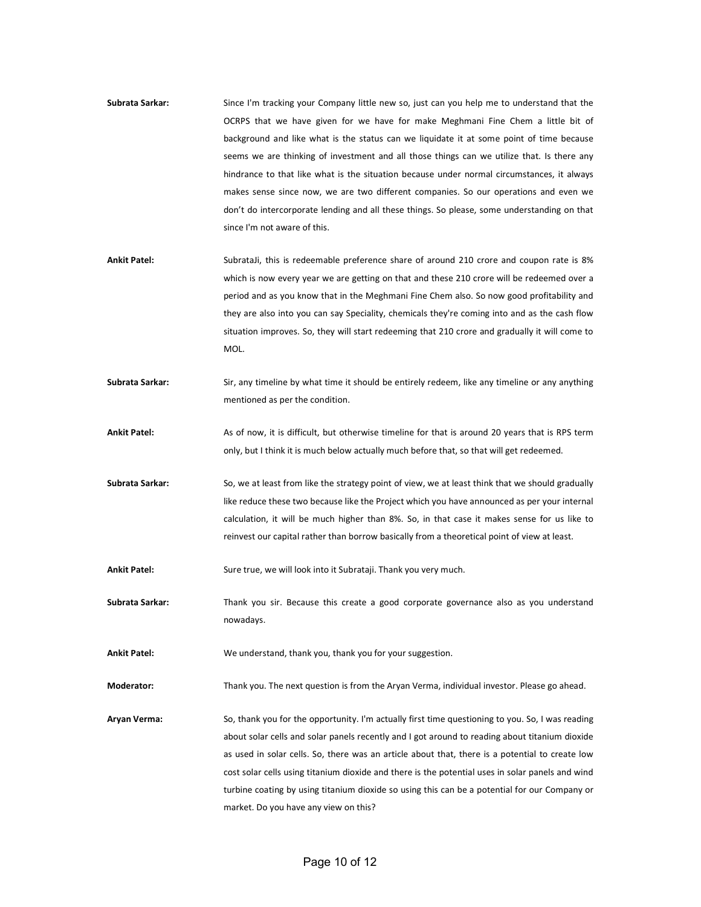**Subrata Sarkar:** Since I'm tracking your Company little new so, just can you help me to understand that the OCRPS that we have given for we have for make Meghmani Fine Chem a little bit of background and like what is the status can we liquidate it at some point of time because seems we are thinking of investment and all those things can we utilize that. Is there any hindrance to that like what is the situation because under normal circumstances, it always makes sense since now, we are two different companies. So our operations and even we don't do intercorporate lending and all these things. So please, some understanding on that since I'm not aware of this.

**Ankit Patel:** SubrataJi, this is redeemable preference share of around 210 crore and coupon rate is 8% which is now every year we are getting on that and these 210 crore will be redeemed over a period and as you know that in the Meghmani Fine Chem also. So now good profitability and they are also into you can say Speciality, chemicals they're coming into and as the cash flow situation improves. So, they will start redeeming that 210 crore and gradually it will come to MOL.

**Subrata Sarkar:** Sir, any timeline by what time it should be entirely redeem, like any timeline or any anything mentioned as per the condition.

**Ankit Patel:** As of now, it is difficult, but otherwise timeline for that is around 20 years that is RPS term only, but I think it is much below actually much before that, so that will get redeemed.

**Subrata Sarkar:** So, we at least from like the strategy point of view, we at least think that we should gradually like reduce these two because like the Project which you have announced as per your internal calculation, it will be much higher than 8%. So, in that case it makes sense for us like to reinvest our capital rather than borrow basically from a theoretical point of view at least.

**Ankit Patel:** Sure true, we will look into it Subrataji. Thank you very much.

**Subrata Sarkar:** Thank you sir. Because this create a good corporate governance also as you understand nowadays.

**Ankit Patel:** We understand, thank you, thank you for your suggestion.

**Moderator:** Thank you. The next question is from the Aryan Verma, individual investor. Please go ahead.

**Aryan Verma:** So, thank you for the opportunity. I'm actually first time questioning to you. So, I was reading about solar cells and solar panels recently and I got around to reading about titanium dioxide as used in solar cells. So, there was an article about that, there is a potential to create low cost solar cells using titanium dioxide and there is the potential uses in solar panels and wind turbine coating by using titanium dioxide so using this can be a potential for our Company or market. Do you have any view on this?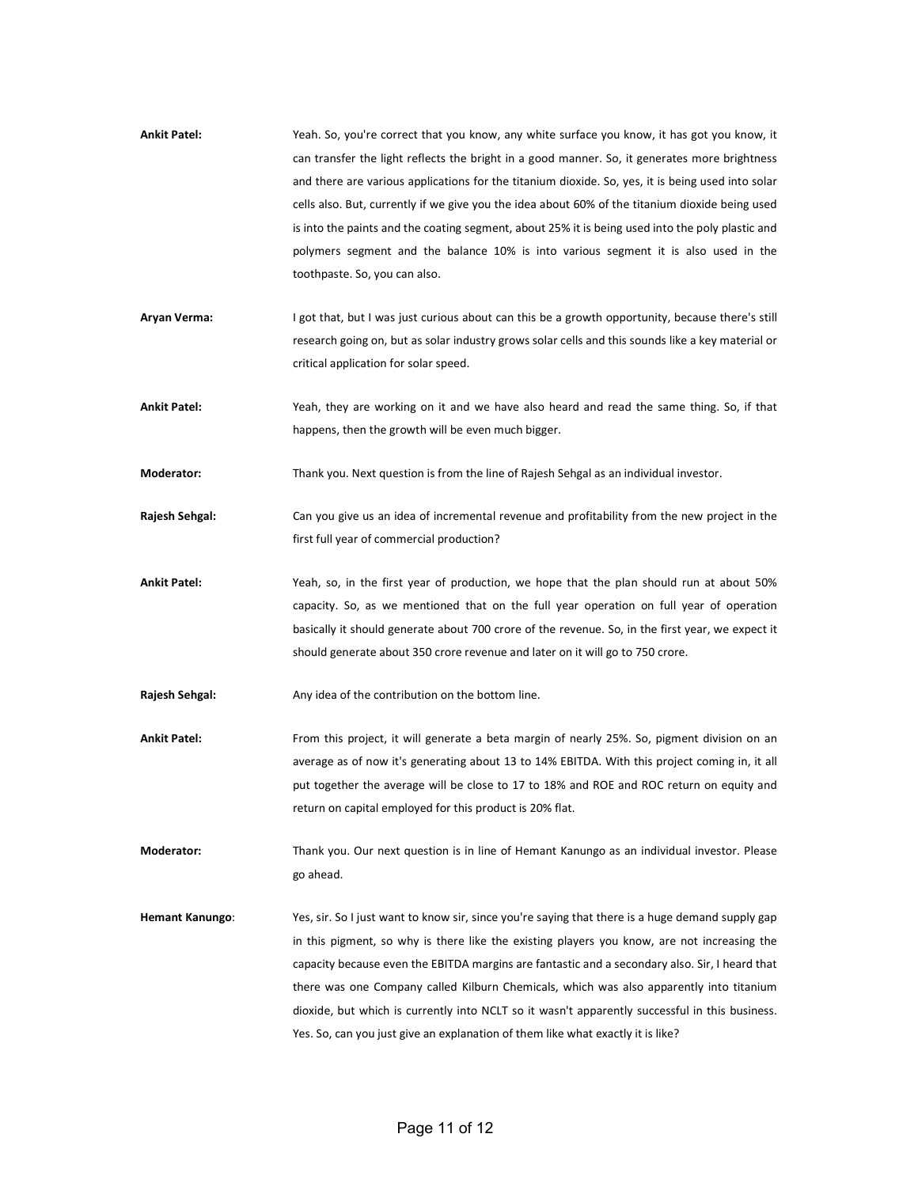**Ankit Patel:** Yeah. So, you're correct that you know, any white surface you know, it has got you know, it can transfer the light reflects the bright in a good manner. So, it generates more brightness and there are various applications for the titanium dioxide. So, yes, it is being used into solar cells also. But, currently if we give you the idea about 60% of the titanium dioxide being used is into the paints and the coating segment, about 25% it is being used into the poly plastic and polymers segment and the balance 10% is into various segment it is also used in the toothpaste. So, you can also.

**Aryan Verma:** I got that, but I was just curious about can this be a growth opportunity, because there's still research going on, but as solar industry grows solar cells and this sounds like a key material or critical application for solar speed.

**Ankit Patel:** Yeah, they are working on it and we have also heard and read the same thing. So, if that happens, then the growth will be even much bigger.

**Moderator:** Thank you. Next question is from the line of Rajesh Sehgal as an individual investor.

**Rajesh Sehgal:** Can you give us an idea of incremental revenue and profitability from the new project in the first full year of commercial production?

**Ankit Patel:** Yeah, so, in the first year of production, we hope that the plan should run at about 50% capacity. So, as we mentioned that on the full year operation on full year of operation basically it should generate about 700 crore of the revenue. So, in the first year, we expect it should generate about 350 crore revenue and later on it will go to 750 crore.

**Rajesh Sehgal:** Any idea of the contribution on the bottom line.

**Ankit Patel:** From this project, it will generate a beta margin of nearly 25%. So, pigment division on an average as of now it's generating about 13 to 14% EBITDA. With this project coming in, it all put together the average will be close to 17 to 18% and ROE and ROC return on equity and return on capital employed for this product is 20% flat.

**Moderator:** Thank you. Our next question is in line of Hemant Kanungo as an individual investor. Please go ahead.

**Hemant Kanungo:** Yes, sir. So I just want to know sir, since you're saying that there is a huge demand supply gap in this pigment, so why is there like the existing players you know, are not increasing the capacity because even the EBITDA margins are fantastic and a secondary also. Sir, I heard that there was one Company called Kilburn Chemicals, which was also apparently into titanium dioxide, but which is currently into NCLT so it wasn't apparently successful in this business. Yes. So, can you just give an explanation of them like what exactly it is like?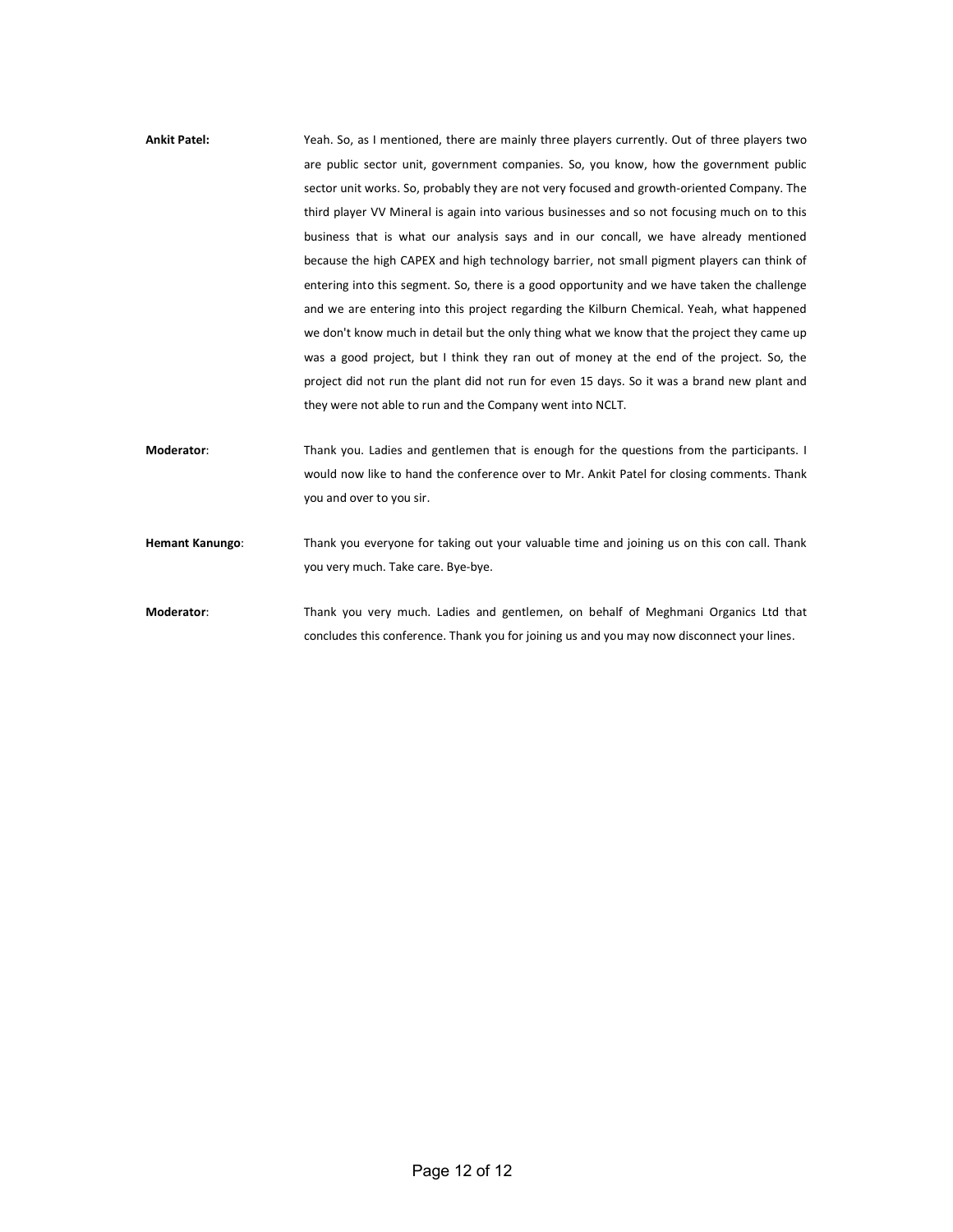**Ankit Patel:** Yeah. So, as I mentioned, there are mainly three players currently. Out of three players two are public sector unit, government companies. So, you know, how the government public sector unit works. So, probably they are not very focused and growth-oriented Company. The third player VV Mineral is again into various businesses and so not focusing much on to this business that is what our analysis says and in our concall, we have already mentioned because the high CAPEX and high technology barrier, not small pigment players can think of entering into this segment. So, there is a good opportunity and we have taken the challenge and we are entering into this project regarding the Kilburn Chemical. Yeah, what happened we don't know much in detail but the only thing what we know that the project they came up was a good project, but I think they ran out of money at the end of the project. So, the project did not run the plant did not run for even 15 days. So it was a brand new plant and they were not able to run and the Company went into NCLT.

**Moderator**: Thank you. Ladies and gentlemen that is enough for the questions from the participants. I would now like to hand the conference over to Mr. Ankit Patel for closing comments. Thank you and over to you sir.

**Hemant Kanungo**: Thank you everyone for taking out your valuable time and joining us on this con call. Thank you very much. Take care. Bye-bye.

**Moderator**: Thank you very much. Ladies and gentlemen, on behalf of Meghmani Organics Ltd that concludes this conference. Thank you for joining us and you may now disconnect your lines.